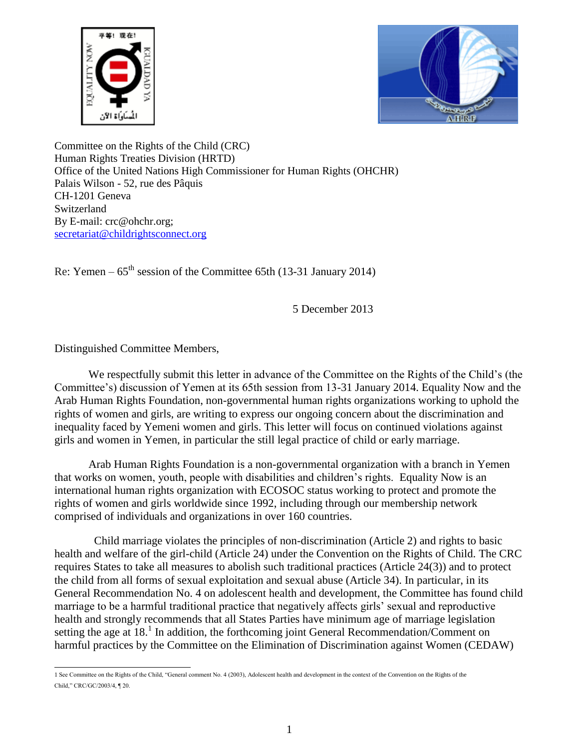Committee on the Rights of the Child (CRC)
Human Rights Treaties Division (HRTD)
Office of the United Nations High Commissioner for Human Rights (OHCHR)
Palais Wilson - 52, rue des Pâquis
CH-1201 Geneva
Switzerland
By E-mail: crc@ohchr.org;
secretariat@childrightsconnect.org

Re: Yemen – 65th session of the Committee 65th (13-31 January 2014)

5 December 2013

Distinguished Committee Members,

We respectfully submit this letter in advance of the Committee on the Rights of the Child's (the Committee's) discussion of Yemen at its 65th session from 13-31 January 2014. Equality Now and the Arab Human Rights Foundation, non-governmental human rights organizations working to uphold the rights of women and girls, are writing to express our ongoing concern about the discrimination and inequality faced by Yemeni women and girls. This letter will focus on continued violations against girls and women in Yemen, in particular the still legal practice of child or early marriage.

Arab Human Rights Foundation is a non-governmental organization with a branch in Yemen that works on women, youth, people with disabilities and children's rights. Equality Now is an international human rights organization with ECOSOC status working to protect and promote the rights of women and girls worldwide since 1992, including through our membership network comprised of individuals and organizations in over 160 countries.

Child marriage violates the principles of non-discrimination (Article 2) and rights to basic health and welfare of the girl-child (Article 24) under the Convention on the Rights of Child. The CRC requires States to take all measures to abolish such traditional practices (Article 24(3)) and to protect the child from all forms of sexual exploitation and sexual abuse (Article 34). In particular, in its General Recommendation No. 4 on adolescent health and development, the Committee has found child marriage to be a harmful traditional practice that negatively affects girls' sexual and reproductive health and strongly recommends that all States Parties have minimum age of marriage legislation setting the age at 18.[1] In addition, the forthcoming joint General Recommendation/Comment on harmful practices by the Committee on the Elimination of Discrimination against Women (CEDAW)

---

[1] See Committee on the Rights of the Child, "General comment No. 4 (2003), Adolescent health and development in the context of the Convention on the Rights of the Child," CRC/GC/2003/4, ¶ 20.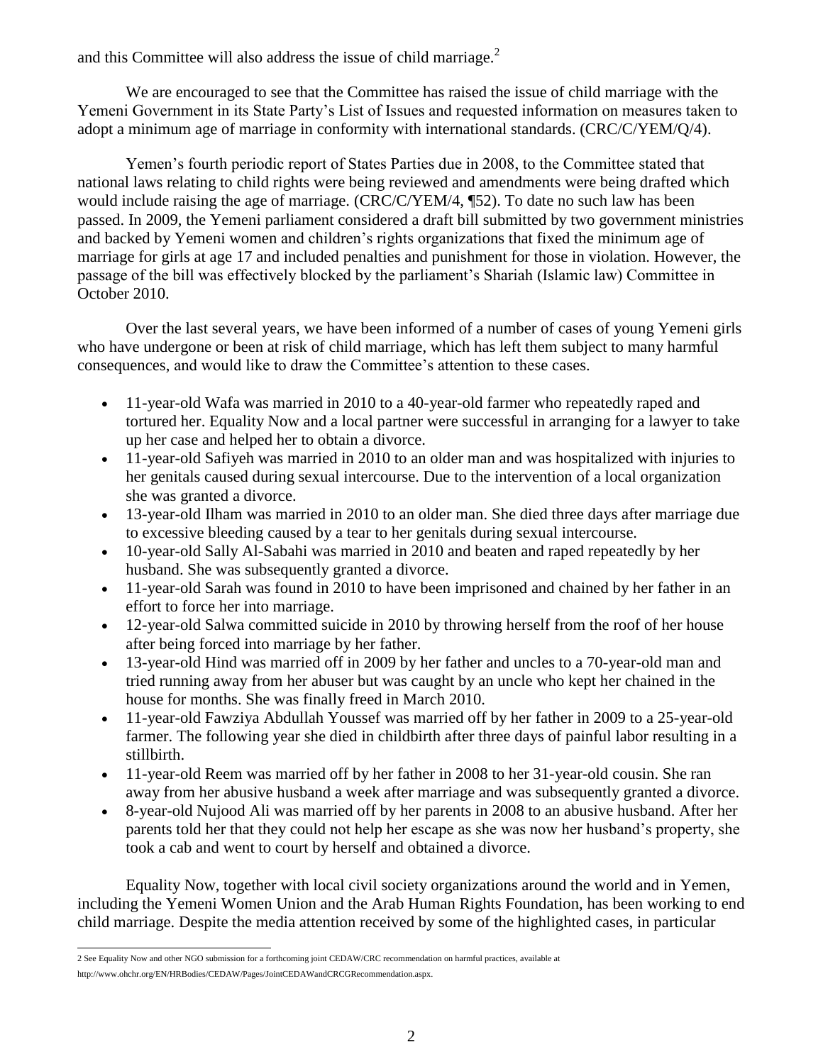and this Committee will also address the issue of child marriage.[2]

We are encouraged to see that the Committee has raised the issue of child marriage with the Yemeni Government in its State Party's List of Issues and requested information on measures taken to adopt a minimum age of marriage in conformity with international standards. (CRC/C/YEM/Q/4).

Yemen's fourth periodic report of States Parties due in 2008, to the Committee stated that national laws relating to child rights were being reviewed and amendments were being drafted which would include raising the age of marriage. (CRC/C/YEM/4, ¶52). To date no such law has been passed. In 2009, the Yemeni parliament considered a draft bill submitted by two government ministries and backed by Yemeni women and children's rights organizations that fixed the minimum age of marriage for girls at age 17 and included penalties and punishment for those in violation. However, the passage of the bill was effectively blocked by the parliament's Shariah (Islamic law) Committee in October 2010.

Over the last several years, we have been informed of a number of cases of young Yemeni girls who have undergone or been at risk of child marriage, which has left them subject to many harmful consequences, and would like to draw the Committee's attention to these cases.

- 11-year-old Wafa was married in 2010 to a 40-year-old farmer who repeatedly raped and tortured her. Equality Now and a local partner were successful in arranging for a lawyer to take up her case and helped her to obtain a divorce.
- 11-year-old Safiyeh was married in 2010 to an older man and was hospitalized with injuries to her genitals caused during sexual intercourse. Due to the intervention of a local organization she was granted a divorce.
- 13-year-old Ilham was married in 2010 to an older man. She died three days after marriage due to excessive bleeding caused by a tear to her genitals during sexual intercourse.
- 10-year-old Sally Al-Sabahi was married in 2010 and beaten and raped repeatedly by her husband. She was subsequently granted a divorce.
- 11-year-old Sarah was found in 2010 to have been imprisoned and chained by her father in an effort to force her into marriage.
- 12-year-old Salwa committed suicide in 2010 by throwing herself from the roof of her house after being forced into marriage by her father.
- 13-year-old Hind was married off in 2009 by her father and uncles to a 70-year-old man and tried running away from her abuser but was caught by an uncle who kept her chained in the house for months. She was finally freed in March 2010.
- 11-year-old Fawziya Abdullah Youssef was married off by her father in 2009 to a 25-year-old farmer. The following year she died in childbirth after three days of painful labor resulting in a stillbirth.
- 11-year-old Reem was married off by her father in 2008 to her 31-year-old cousin. She ran away from her abusive husband a week after marriage and was subsequently granted a divorce.
- 8-year-old Nujood Ali was married off by her parents in 2008 to an abusive husband. After her parents told her that they could not help her escape as she was now her husband's property, she took a cab and went to court by herself and obtained a divorce.

Equality Now, together with local civil society organizations around the world and in Yemen, including the Yemeni Women Union and the Arab Human Rights Foundation, has been working to end child marriage. Despite the media attention received by some of the highlighted cases, in particular

[2] See Equality Now and other NGO submission for a forthcoming joint CEDAW/CRC recommendation on harmful practices, available at http://www.ohchr.org/EN/HRBodies/CEDAW/Pages/JointCEDAWandCRCGRecommendation.aspx.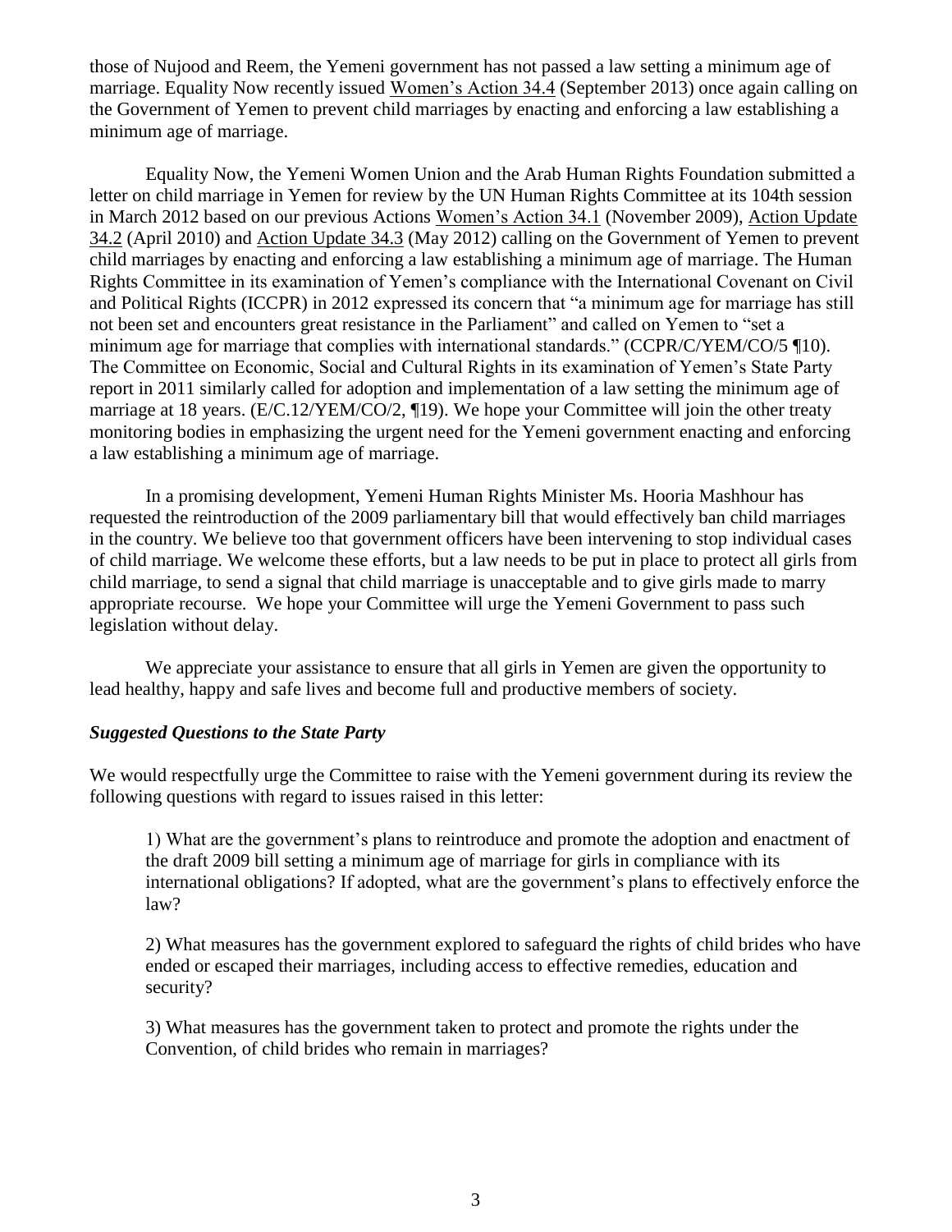those of Nujood and Reem, the Yemeni government has not passed a law setting a minimum age of marriage. Equality Now recently issued Women's Action 34.4 (September 2013) once again calling on the Government of Yemen to prevent child marriages by enacting and enforcing a law establishing a minimum age of marriage.

Equality Now, the Yemeni Women Union and the Arab Human Rights Foundation submitted a letter on child marriage in Yemen for review by the UN Human Rights Committee at its 104th session in March 2012 based on our previous Actions Women's Action 34.1 (November 2009), Action Update 34.2 (April 2010) and Action Update 34.3 (May 2012) calling on the Government of Yemen to prevent child marriages by enacting and enforcing a law establishing a minimum age of marriage. The Human Rights Committee in its examination of Yemen's compliance with the International Covenant on Civil and Political Rights (ICCPR) in 2012 expressed its concern that "a minimum age for marriage has still not been set and encounters great resistance in the Parliament" and called on Yemen to "set a minimum age for marriage that complies with international standards." (CCPR/C/YEM/CO/5 ¶10). The Committee on Economic, Social and Cultural Rights in its examination of Yemen's State Party report in 2011 similarly called for adoption and implementation of a law setting the minimum age of marriage at 18 years. (E/C.12/YEM/CO/2, ¶19). We hope your Committee will join the other treaty monitoring bodies in emphasizing the urgent need for the Yemeni government enacting and enforcing a law establishing a minimum age of marriage.

In a promising development, Yemeni Human Rights Minister Ms. Hooria Mashhour has requested the reintroduction of the 2009 parliamentary bill that would effectively ban child marriages in the country. We believe too that government officers have been intervening to stop individual cases of child marriage. We welcome these efforts, but a law needs to be put in place to protect all girls from child marriage, to send a signal that child marriage is unacceptable and to give girls made to marry appropriate recourse. We hope your Committee will urge the Yemeni Government to pass such legislation without delay.

We appreciate your assistance to ensure that all girls in Yemen are given the opportunity to lead healthy, happy and safe lives and become full and productive members of society.

***Suggested Questions to the State Party***

We would respectfully urge the Committee to raise with the Yemeni government during its review the following questions with regard to issues raised in this letter:

1) What are the government's plans to reintroduce and promote the adoption and enactment of the draft 2009 bill setting a minimum age of marriage for girls in compliance with its international obligations? If adopted, what are the government's plans to effectively enforce the law?

2) What measures has the government explored to safeguard the rights of child brides who have ended or escaped their marriages, including access to effective remedies, education and security?

3) What measures has the government taken to protect and promote the rights under the Convention, of child brides who remain in marriages?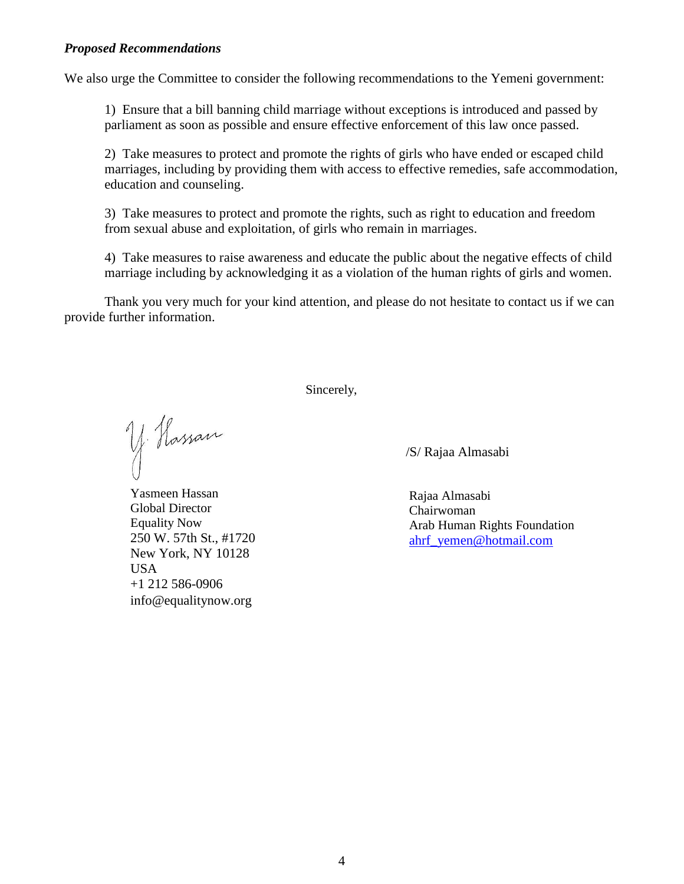***Proposed Recommendations***

We also urge the Committee to consider the following recommendations to the Yemeni government:

1) Ensure that a bill banning child marriage without exceptions is introduced and passed by parliament as soon as possible and ensure effective enforcement of this law once passed.

2) Take measures to protect and promote the rights of girls who have ended or escaped child marriages, including by providing them with access to effective remedies, safe accommodation, education and counseling.

3) Take measures to protect and promote the rights, such as right to education and freedom from sexual abuse and exploitation, of girls who remain in marriages.

4) Take measures to raise awareness and educate the public about the negative effects of child marriage including by acknowledging it as a violation of the human rights of girls and women.

Thank you very much for your kind attention, and please do not hesitate to contact us if we can provide further information.

Sincerely,

Y. Hassan

Yasmeen Hassan
Global Director
Equality Now
250 W. 57th St., #1720
New York, NY 10128
USA
+1 212 586-0906
info@equalitynow.org

/S/ Rajaa Almasabi

Rajaa Almasabi
Chairwoman
Arab Human Rights Foundation
ahrf_yemen@hotmail.com